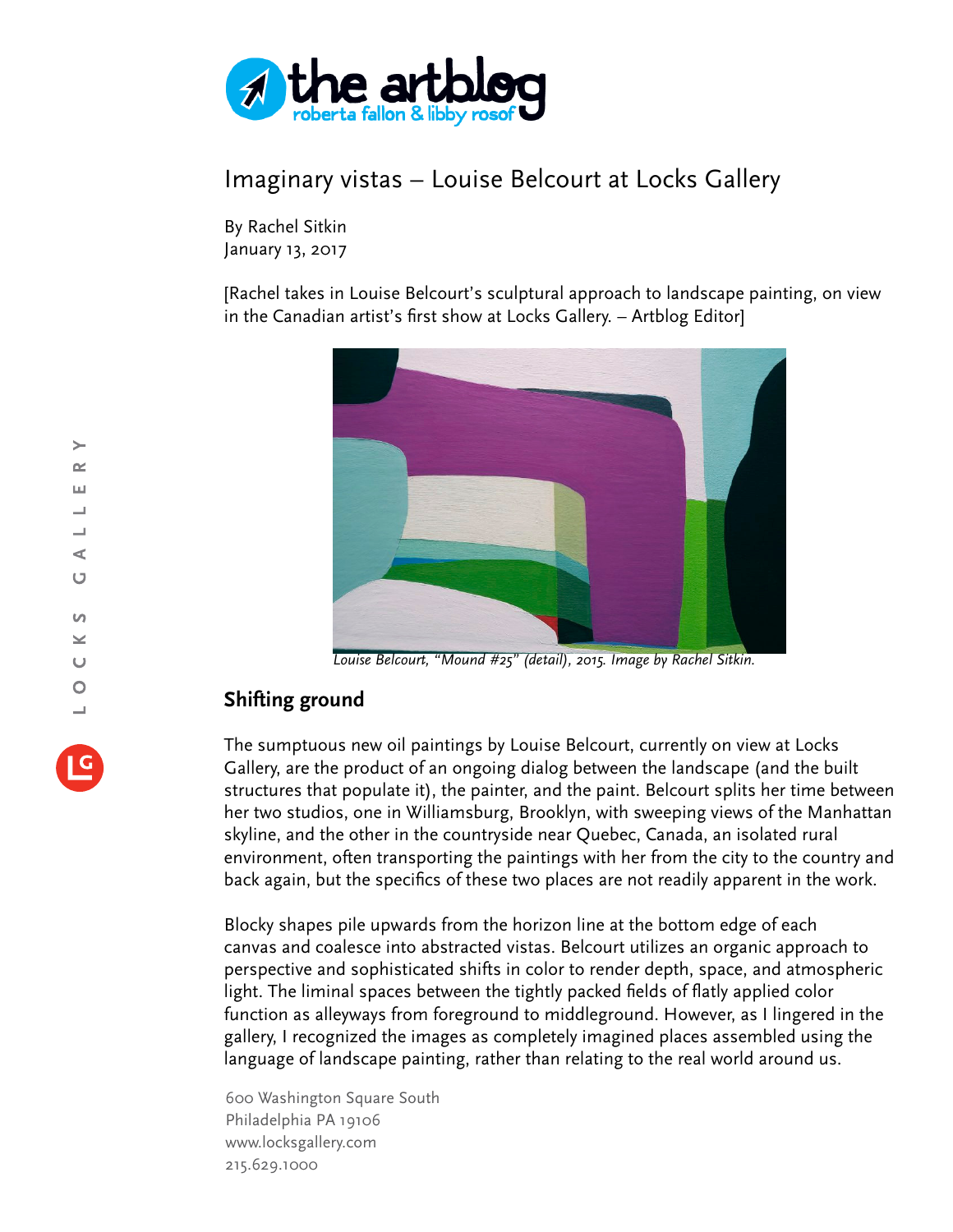# Imaginary vistas – Louise Belcourt at Locks Gallery

By Rachel Sitkin
January 13, 2017

[Rachel takes in Louise Belcourt's sculptural approach to landscape painting, on view in the Canadian artist's first show at Locks Gallery. – Artblog Editor]

*Louise Belcourt, "Mound #25" (detail), 2015. Image by Rachel Sitkin.*

## Shifting ground

The sumptuous new oil paintings by Louise Belcourt, currently on view at Locks Gallery, are the product of an ongoing dialog between the landscape (and the built structures that populate it), the painter, and the paint. Belcourt splits her time between her two studios, one in Williamsburg, Brooklyn, with sweeping views of the Manhattan skyline, and the other in the countryside near Quebec, Canada, an isolated rural environment, often transporting the paintings with her from the city to the country and back again, but the specifics of these two places are not readily apparent in the work.

Blocky shapes pile upwards from the horizon line at the bottom edge of each canvas and coalesce into abstracted vistas. Belcourt utilizes an organic approach to perspective and sophisticated shifts in color to render depth, space, and atmospheric light. The liminal spaces between the tightly packed fields of flatly applied color function as alleyways from foreground to middleground. However, as I lingered in the gallery, I recognized the images as completely imagined places assembled using the language of landscape painting, rather than relating to the real world around us.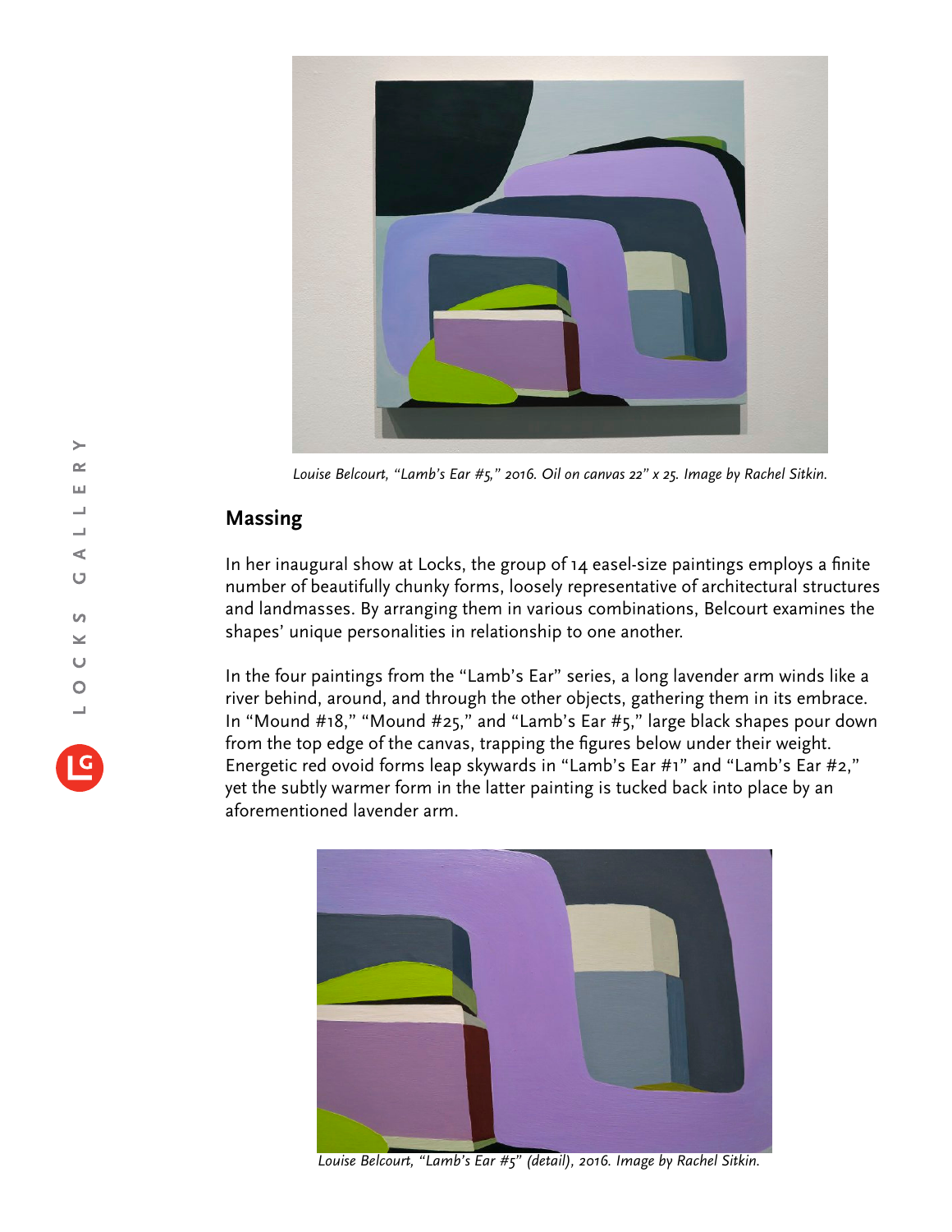*Louise Belcourt, "Lamb's Ear #5," 2016. Oil on canvas 22" x 25. Image by Rachel Sitkin.*

## Massing

In her inaugural show at Locks, the group of 14 easel-size paintings employs a finite number of beautifully chunky forms, loosely representative of architectural structures and landmasses. By arranging them in various combinations, Belcourt examines the shapes' unique personalities in relationship to one another.

In the four paintings from the "Lamb's Ear" series, a long lavender arm winds like a river behind, around, and through the other objects, gathering them in its embrace. In "Mound #18," "Mound #25," and "Lamb's Ear #5," large black shapes pour down from the top edge of the canvas, trapping the figures below under their weight. Energetic red ovoid forms leap skywards in "Lamb's Ear #1" and "Lamb's Ear #2," yet the subtly warmer form in the latter painting is tucked back into place by an aforementioned lavender arm.

*Louise Belcourt, "Lamb's Ear #5" (detail), 2016. Image by Rachel Sitkin.*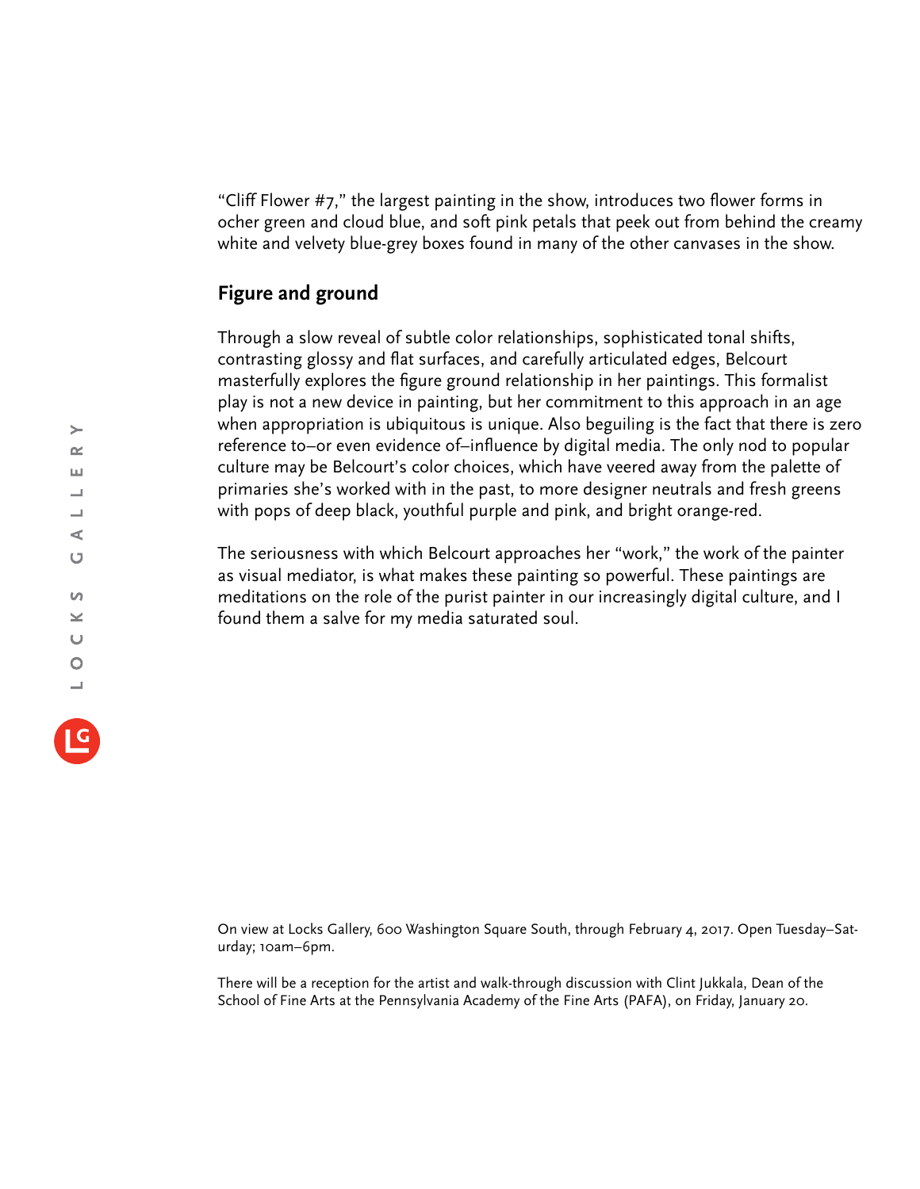"Cliff Flower #7," the largest painting in the show, introduces two flower forms in ocher green and cloud blue, and soft pink petals that peek out from behind the creamy white and velvety blue-grey boxes found in many of the other canvases in the show.

## Figure and ground

Through a slow reveal of subtle color relationships, sophisticated tonal shifts, contrasting glossy and flat surfaces, and carefully articulated edges, Belcourt masterfully explores the figure ground relationship in her paintings. This formalist play is not a new device in painting, but her commitment to this approach in an age when appropriation is ubiquitous is unique. Also beguiling is the fact that there is zero reference to–or even evidence of–influence by digital media. The only nod to popular culture may be Belcourt's color choices, which have veered away from the palette of primaries she's worked with in the past, to more designer neutrals and fresh greens with pops of deep black, youthful purple and pink, and bright orange-red.

The seriousness with which Belcourt approaches her "work," the work of the painter as visual mediator, is what makes these painting so powerful. These paintings are meditations on the role of the purist painter in our increasingly digital culture, and I found them a salve for my media saturated soul.

On view at Locks Gallery, 600 Washington Square South, through February 4, 2017. Open Tuesday–Saturday; 10am–6pm.

There will be a reception for the artist and walk-through discussion with Clint Jukkala, Dean of the School of Fine Arts at the Pennsylvania Academy of the Fine Arts (PAFA), on Friday, January 20.